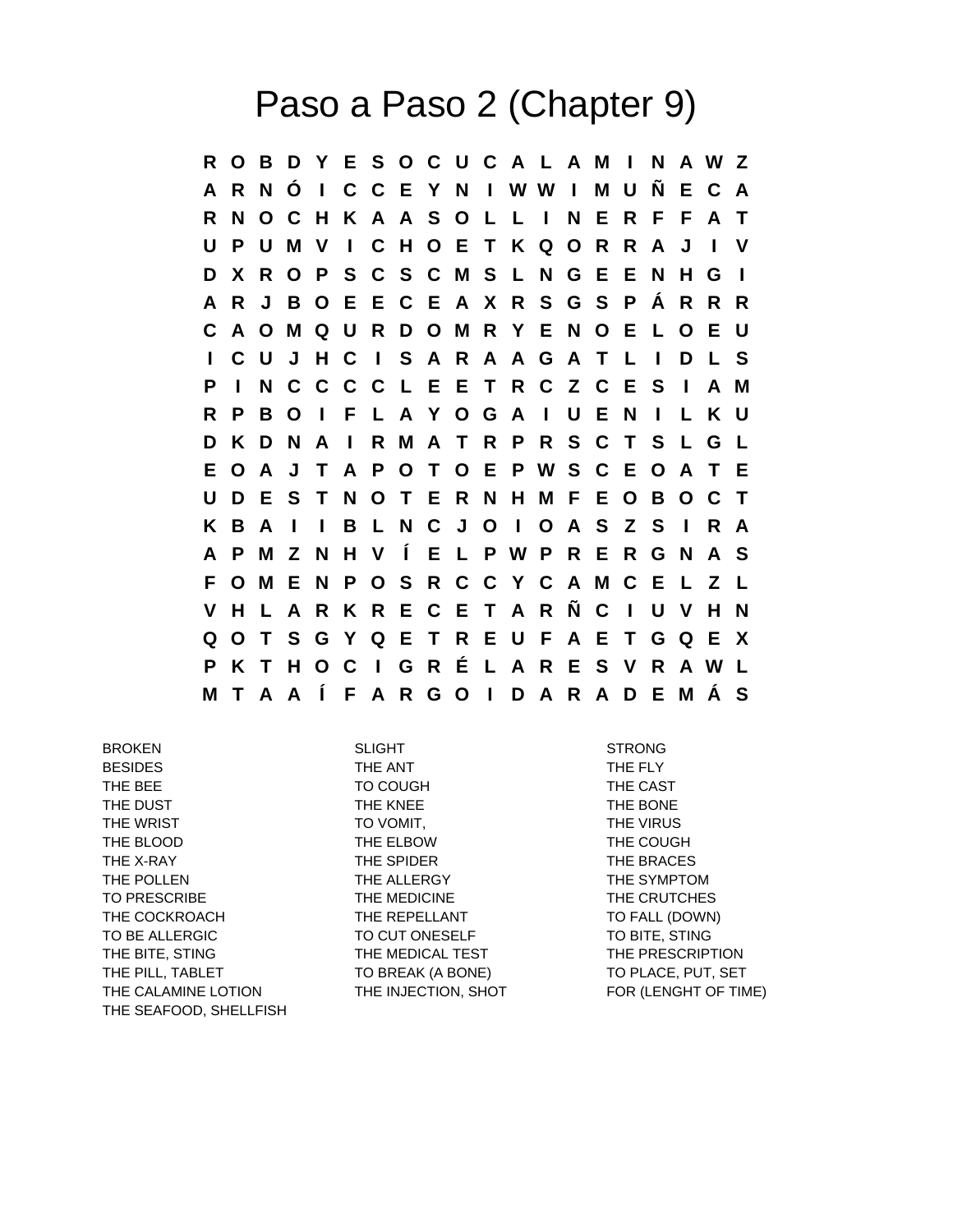# Paso a Paso 2 (Chapter 9)

```
R O B D Y E S O C U C A L A M I N A W Z
A R N Ó I C C E Y N I W W I M U Ñ E C A
R N O C H K A A S O L L I N E R F F A T
U P U M V I C H O E T K Q O R R A J I V
D X R O P S C S C M S L N G E E N H G I
A R J B O E E C E A X R S G S P Á R R R
C A O M Q U R D O M R Y E N O E L O E U
I C U J H C I S A R A A G A T L I D L S
P I N C C C C L E E T R C Z C E S I A M
R P B O I F L A Y O G A I U E N I L K U
D K D N A I R M A T R P R S C T S L G L
E O A J T A P O T O E P W S C E O A T E
U D E S T N O T E R N H M F E O B O C T
K B A I I B L N C J O I O A S Z S I R A
A P M Z N H V Í E L P W P R E R G N A S
F O M E N P O S R C C Y C A M C E L Z L
V H L A R K R E C E T A R Ñ C I U V H N
Q O T S G Y Q E T R E U F A E T G Q E X
P K T H O C I G R É L A R E S V R A W L
M T A A Í F A R G O I D A R A D E M Á S
```

BROKEN
BESIDES
THE BEE
THE DUST
THE WRIST
THE BLOOD
THE X-RAY
THE POLLEN
TO PRESCRIBE
THE COCKROACH
TO BE ALLERGIC
THE BITE, STING
THE PILL, TABLET
THE CALAMINE LOTION
THE SEAFOOD, SHELLFISH

SLIGHT
THE ANT
TO COUGH
THE KNEE
TO VOMIT,
THE ELBOW
THE SPIDER
THE ALLERGY
THE MEDICINE
THE REPELLANT
TO CUT ONESELF
THE MEDICAL TEST
TO BREAK (A BONE)
THE INJECTION, SHOT

STRONG
THE FLY
THE CAST
THE BONE
THE VIRUS
THE COUGH
THE BRACES
THE SYMPTOM
THE CRUTCHES
TO FALL (DOWN)
TO BITE, STING
THE PRESCRIPTION
TO PLACE, PUT, SET
FOR (LENGHT OF TIME)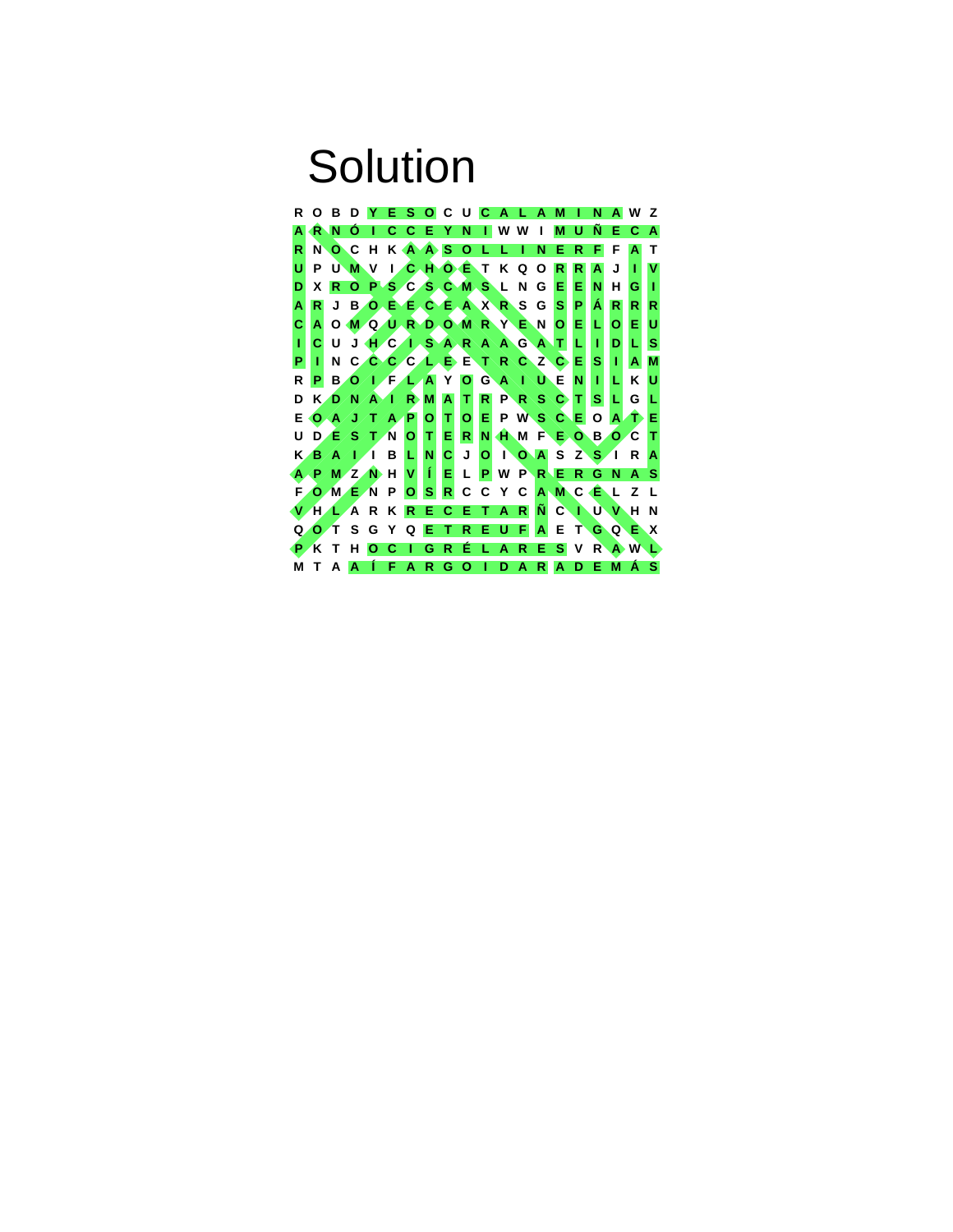# Solution

```
R O B D Y E S O C U C A L A M I N A W Z
A R N Ó I C C E Y N I W W I M U Ñ E C A
R N O C H K A A S O L L I N E R F F A T
U P U M V I C H O E T K Q O R R A J I V
D X R O P S C S C M S L N G E E N H G I
A R J B O E E C E A X R S G S P Á R R R
C A O M Q U R D O M R Y E N O E L O E U
I C U J H C I S A R A A G A T L I D L S
P I N C C C C L E E T R C Z C E S I A M
R P B O I F L A Y O G A I U E N I L K U
D K D N A I R M A T R P R S C T S L G L
E O A J T A P O T O E P W S C E O A T E
U D E S T N O T E R N H M F E O B O C T
K B A I I B L N C J O I O A S Z S I R A
A P M Z N H V Í E L P W P R E R G N A S
F O M E N P O S R C C Y C A M C E L Z L
V H L A R K R E C E T A R Ñ C I U V H N
Q O T S G Y Q E T R E U F A E T G Q E X
P K T H O C I G R É L A R E S V R A W L
M T A A Í F A R G O I D A R A D E M Á S
```